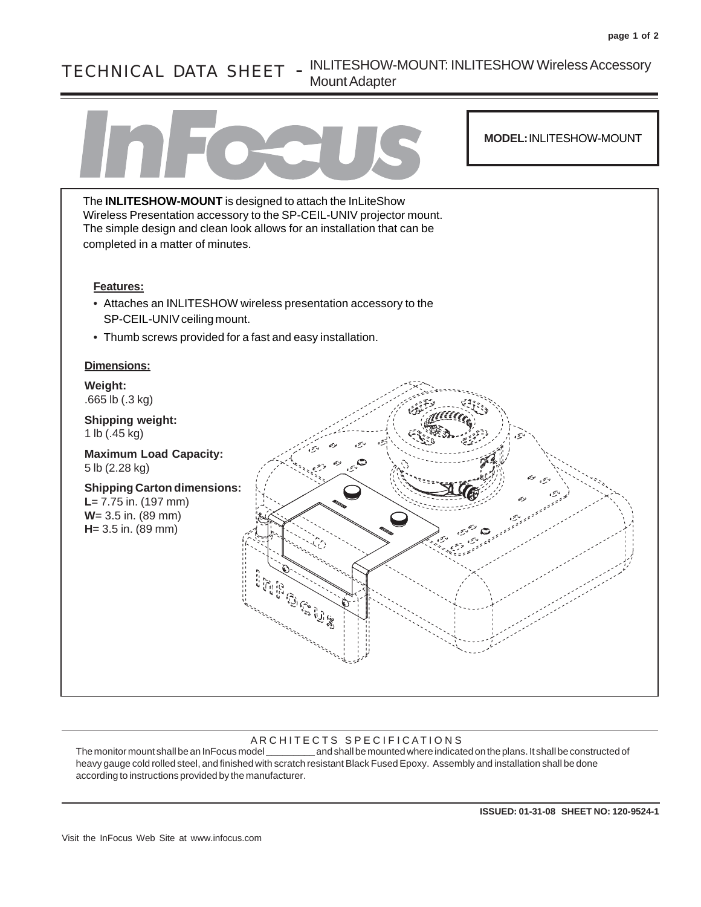# TECHNICAL DATA SHEET - INLITESHOW-MOUNT: INLITESHOW Wireless Accessory Mount Adapter

**MODEL:** INLITESHOW-MOUNT

The **INLITESHOW-MOUNT** is designed to attach the InLiteShow Wireless Presentation accessory to the SP-CEIL-UNIV projector mount. The simple design and clean look allows for an installation that can be completed in a matter of minutes.

### Features:

- Attaches an INLITESHOW wireless presentation accessory to the SP-CEIL-UNIV ceiling mount.
- Thumb screws provided for a fast and easy installation.

### Dimensions:

**Weight:**
.665 lb (.3 kg)

**Shipping weight:**
1 lb (.45 kg)

**Maximum Load Capacity:**
5 lb (2.28 kg)

**Shipping Carton dimensions:**
**L**= 7.75 in. (197 mm)
**W**= 3.5 in. (89 mm)
**H**= 3.5 in. (89 mm)

## ARCHITECTS SPECIFICATIONS

The monitor mount shall be an InFocus model _________ and shall be mounted where indicated on the plans. It shall be constructed of heavy gauge cold rolled steel, and finished with scratch resistant Black Fused Epoxy. Assembly and installation shall be done according to instructions provided by the manufacturer.

**ISSUED: 01-31-08 SHEET NO: 120-9524-1**

Visit the InFocus Web Site at www.infocus.com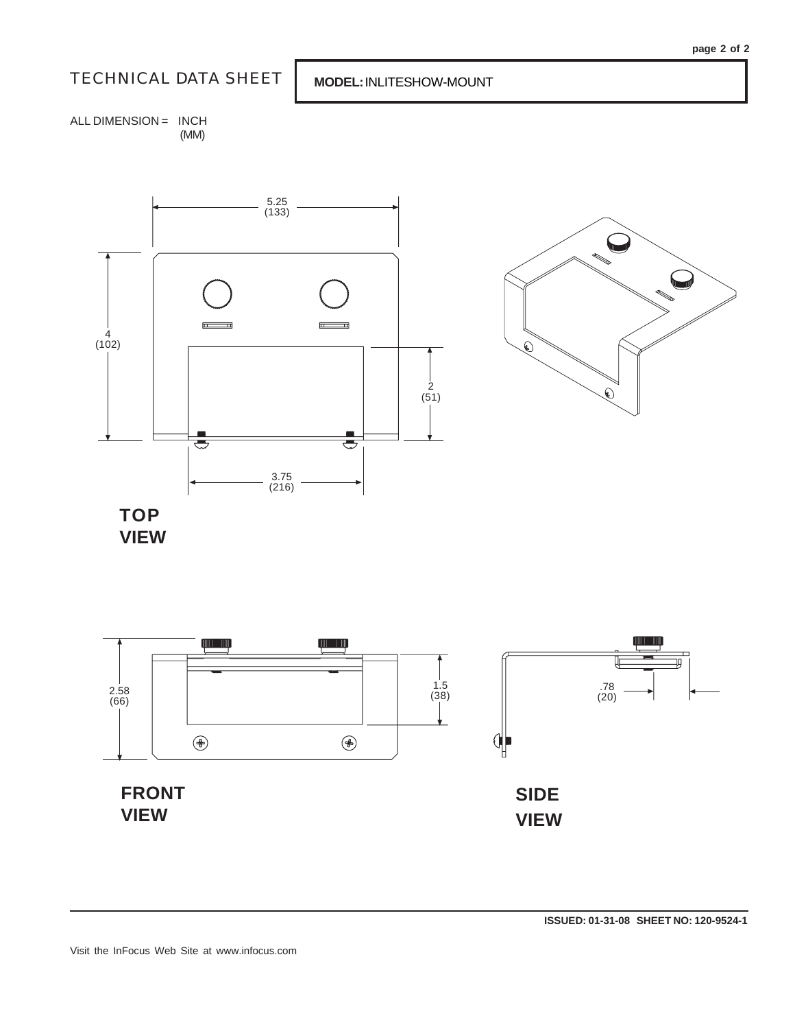TECHNICAL DATA SHEET

**MODEL:** INLITESHOW-MOUNT

ALL DIMENSION = INCH
(MM)

5.25
(133)

4
(102)

2
(51)

3.75
(216)

**TOP VIEW**

2.58
(66)

1.5
(38)

**FRONT VIEW**

.78
(20)

**SIDE VIEW**

**ISSUED: 01-31-08 SHEET NO: 120-9524-1**

Visit the InFocus Web Site at www.infocus.com